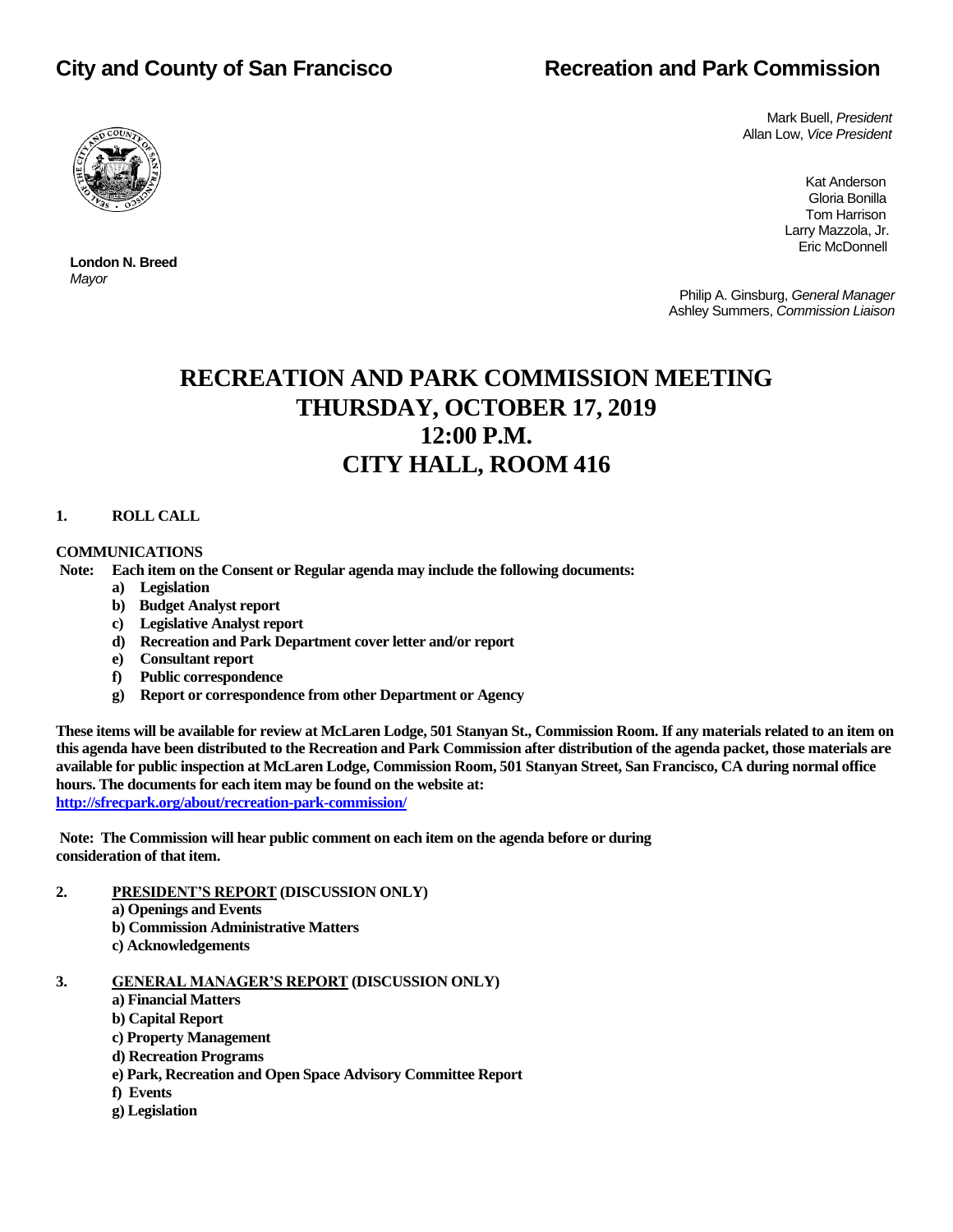**City and County of San Francisco**

**Recreation and Park Commission**

Mark Buell, *President*
Allan Low, *Vice President*

Kat Anderson
Gloria Bonilla
Tom Harrison
Larry Mazzola, Jr.
Eric McDonnell

**London N. Breed**
*Mayor*

Philip A. Ginsburg, *General Manager*
Ashley Summers, *Commission Liaison*

# RECREATION AND PARK COMMISSION MEETING
# THURSDAY, OCTOBER 17, 2019
# 12:00 P.M.
# CITY HALL, ROOM 416

**1. ROLL CALL**

**COMMUNICATIONS**

**Note: Each item on the Consent or Regular agenda may include the following documents:**

- **a) Legislation**
- **b) Budget Analyst report**
- **c) Legislative Analyst report**
- **d) Recreation and Park Department cover letter and/or report**
- **e) Consultant report**
- **f) Public correspondence**
- **g) Report or correspondence from other Department or Agency**

**These items will be available for review at McLaren Lodge, 501 Stanyan St., Commission Room. If any materials related to an item on this agenda have been distributed to the Recreation and Park Commission after distribution of the agenda packet, those materials are available for public inspection at McLaren Lodge, Commission Room, 501 Stanyan Street, San Francisco, CA during normal office hours. The documents for each item may be found on the website at:**
**http://sfrecpark.org/about/recreation-park-commission/**

**Note: The Commission will hear public comment on each item on the agenda before or during consideration of that item.**

**2. PRESIDENT'S REPORT (DISCUSSION ONLY)**

- **a) Openings and Events**
- **b) Commission Administrative Matters**
- **c) Acknowledgements**

**3. GENERAL MANAGER'S REPORT (DISCUSSION ONLY)**

- **a) Financial Matters**
- **b) Capital Report**
- **c) Property Management**
- **d) Recreation Programs**
- **e) Park, Recreation and Open Space Advisory Committee Report**
- **f) Events**
- **g) Legislation**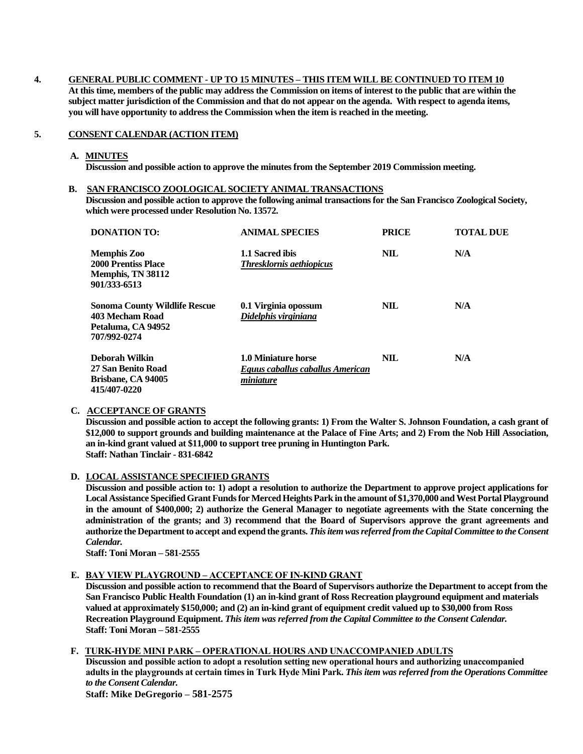**4. GENERAL PUBLIC COMMENT - UP TO 15 MINUTES – THIS ITEM WILL BE CONTINUED TO ITEM 10**

**At this time, members of the public may address the Commission on items of interest to the public that are within the subject matter jurisdiction of the Commission and that do not appear on the agenda. With respect to agenda items, you will have opportunity to address the Commission when the item is reached in the meeting.**

**5. CONSENT CALENDAR (ACTION ITEM)**

**A. MINUTES**

**Discussion and possible action to approve the minutes from the September 2019 Commission meeting.**

**B. SAN FRANCISCO ZOOLOGICAL SOCIETY ANIMAL TRANSACTIONS**

**Discussion and possible action to approve the following animal transactions for the San Francisco Zoological Society, which were processed under Resolution No. 13572.**

| DONATION TO: | ANIMAL SPECIES | PRICE | TOTAL DUE |
|---|---|---|---|
| Memphis Zoo<br>2000 Prentiss Place<br>Memphis, TN 38112<br>901/333-6513 | 1.1 Sacred ibis<br>*Thresklornis aethiopicus* | NIL | N/A |
| Sonoma County Wildlife Rescue<br>403 Mecham Road<br>Petaluma, CA 94952<br>707/992-0274 | 0.1 Virginia opossum<br>*Didelphis virginiana* | NIL | N/A |
| Deborah Wilkin<br>27 San Benito Road<br>Brisbane, CA 94005<br>415/407-0220 | 1.0 Miniature horse<br>*Equus caballus caballus American miniature* | NIL | N/A |

**C. ACCEPTANCE OF GRANTS**

**Discussion and possible action to accept the following grants: 1) From the Walter S. Johnson Foundation, a cash grant of $12,000 to support grounds and building maintenance at the Palace of Fine Arts; and 2) From the Nob Hill Association, an in-kind grant valued at $11,000 to support tree pruning in Huntington Park.**
**Staff: Nathan Tinclair - 831-6842**

**D. LOCAL ASSISTANCE SPECIFIED GRANTS**

**Discussion and possible action to: 1) adopt a resolution to authorize the Department to approve project applications for Local Assistance Specified Grant Funds for Merced Heights Park in the amount of $1,370,000 and West Portal Playground in the amount of $400,000; 2) authorize the General Manager to negotiate agreements with the State concerning the administration of the grants; and 3) recommend that the Board of Supervisors approve the grant agreements and authorize the Department to accept and expend the grants. *This item was referred from the Capital Committee to the Consent Calendar.***
**Staff: Toni Moran – 581-2555**

**E. BAY VIEW PLAYGROUND – ACCEPTANCE OF IN-KIND GRANT**

**Discussion and possible action to recommend that the Board of Supervisors authorize the Department to accept from the San Francisco Public Health Foundation (1) an in-kind grant of Ross Recreation playground equipment and materials valued at approximately $150,000; and (2) an in-kind grant of equipment credit valued up to $30,000 from Ross Recreation Playground Equipment. *This item was referred from the Capital Committee to the Consent Calendar.***
**Staff: Toni Moran – 581-2555**

**F. TURK-HYDE MINI PARK – OPERATIONAL HOURS AND UNACCOMPANIED ADULTS**

**Discussion and possible action to adopt a resolution setting new operational hours and authorizing unaccompanied adults in the playgrounds at certain times in Turk Hyde Mini Park. *This item was referred from the Operations Committee to the Consent Calendar.***
**Staff: Mike DeGregorio – 581-2575**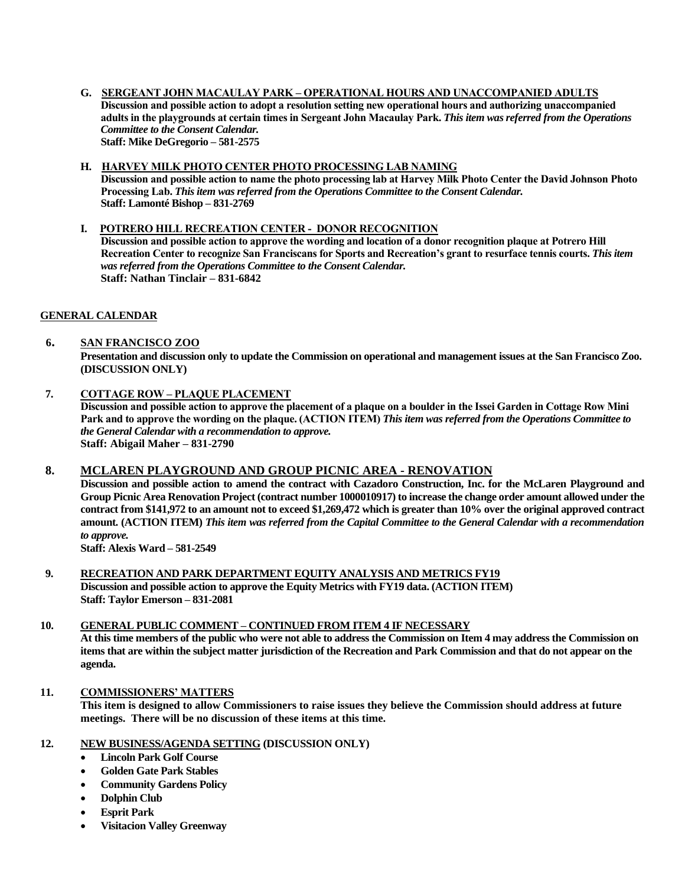**G. <u>SERGEANT JOHN MACAULAY PARK – OPERATIONAL HOURS AND UNACCOMPANIED ADULTS</u>**
**Discussion and possible action to adopt a resolution setting new operational hours and authorizing unaccompanied adults in the playgrounds at certain times in Sergeant John Macaulay Park.** ***This item was referred from the Operations Committee to the Consent Calendar.***
**Staff: Mike DeGregorio – 581-2575**

**H. <u>HARVEY MILK PHOTO CENTER PHOTO PROCESSING LAB NAMING</u>**
**Discussion and possible action to name the photo processing lab at Harvey Milk Photo Center the David Johnson Photo Processing Lab.** ***This item was referred from the Operations Committee to the Consent Calendar.***
**Staff: Lamonté Bishop – 831-2769**

**I. <u>POTRERO HILL RECREATION CENTER - DONOR RECOGNITION</u>**
**Discussion and possible action to approve the wording and location of a donor recognition plaque at Potrero Hill Recreation Center to recognize San Franciscans for Sports and Recreation's grant to resurface tennis courts.** ***This item was referred from the Operations Committee to the Consent Calendar.***
**Staff: Nathan Tinclair – 831-6842**

**<u>GENERAL CALENDAR</u>**

**6. <u>SAN FRANCISCO ZOO</u>**
**Presentation and discussion only to update the Commission on operational and management issues at the San Francisco Zoo. (DISCUSSION ONLY)**

**7. <u>COTTAGE ROW – PLAQUE PLACEMENT</u>**
**Discussion and possible action to approve the placement of a plaque on a boulder in the Issei Garden in Cottage Row Mini Park and to approve the wording on the plaque. (ACTION ITEM)** ***This item was referred from the Operations Committee to the General Calendar with a recommendation to approve.***
**Staff: Abigail Maher – 831-2790**

**8. <u>MCLAREN PLAYGROUND AND GROUP PICNIC AREA - RENOVATION</u>**
**Discussion and possible action to amend the contract with Cazadoro Construction, Inc. for the McLaren Playground and Group Picnic Area Renovation Project (contract number 1000010917) to increase the change order amount allowed under the contract from $141,972 to an amount not to exceed $1,269,472 which is greater than 10% over the original approved contract amount. (ACTION ITEM)** ***This item was referred from the Capital Committee to the General Calendar with a recommendation to approve.***
**Staff: Alexis Ward – 581-2549**

**9. <u>RECREATION AND PARK DEPARTMENT EQUITY ANALYSIS AND METRICS FY19</u>**
**Discussion and possible action to approve the Equity Metrics with FY19 data. (ACTION ITEM)**
**Staff: Taylor Emerson – 831-2081**

**10. <u>GENERAL PUBLIC COMMENT – CONTINUED FROM ITEM 4 IF NECESSARY</u>**
**At this time members of the public who were not able to address the Commission on Item 4 may address the Commission on items that are within the subject matter jurisdiction of the Recreation and Park Commission and that do not appear on the agenda.**

**11. <u>COMMISSIONERS' MATTERS</u>**
**This item is designed to allow Commissioners to raise issues they believe the Commission should address at future meetings. There will be no discussion of these items at this time.**

**12. <u>NEW BUSINESS/AGENDA SETTING</u> (DISCUSSION ONLY)**

- **Lincoln Park Golf Course**
- **Golden Gate Park Stables**
- **Community Gardens Policy**
- **Dolphin Club**
- **Esprit Park**
- **Visitacion Valley Greenway**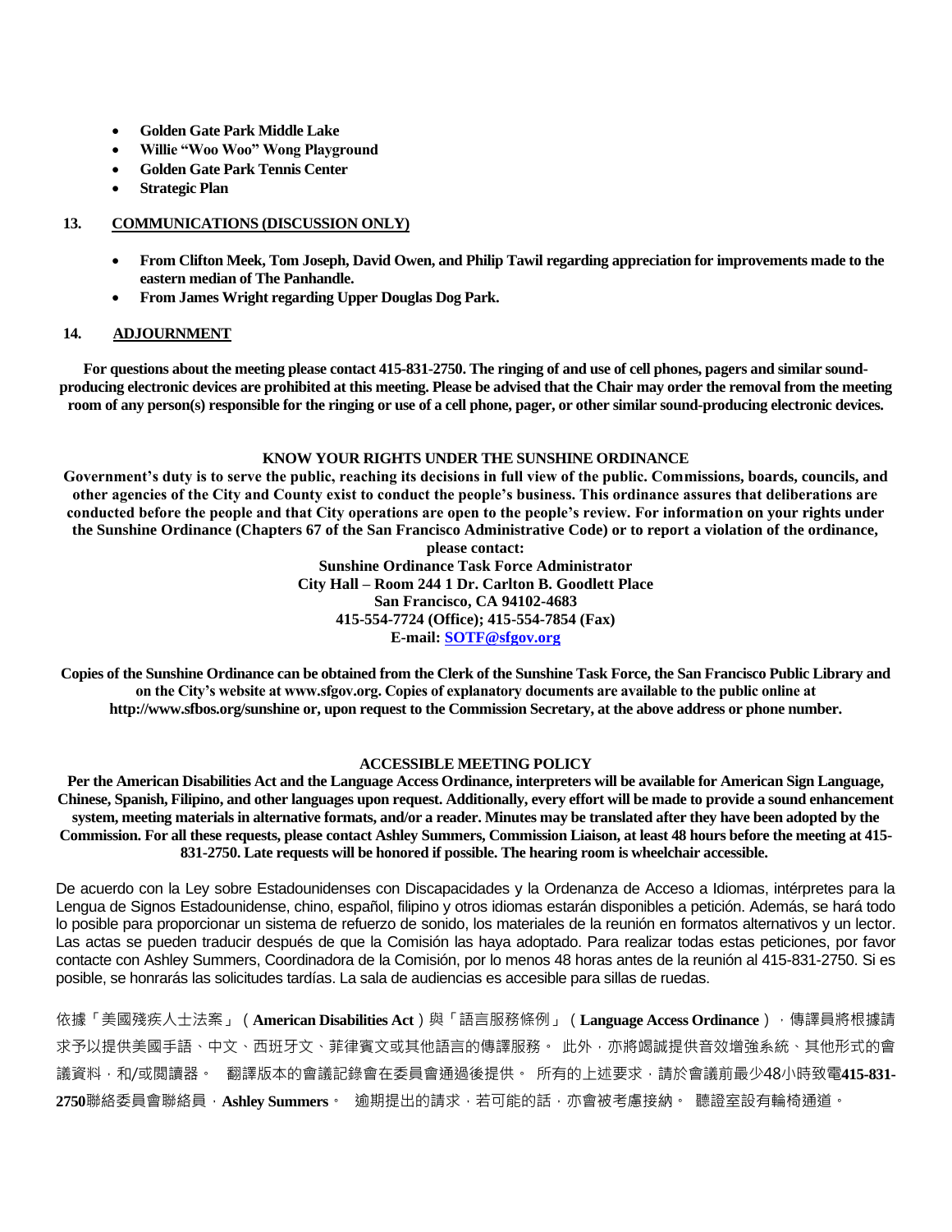- **Golden Gate Park Middle Lake**
- **Willie "Woo Woo" Wong Playground**
- **Golden Gate Park Tennis Center**
- **Strategic Plan**

**13. COMMUNICATIONS (DISCUSSION ONLY)**

- **From Clifton Meek, Tom Joseph, David Owen, and Philip Tawil regarding appreciation for improvements made to the eastern median of The Panhandle.**
- **From James Wright regarding Upper Douglas Dog Park.**

**14. ADJOURNMENT**

**For questions about the meeting please contact 415-831-2750. The ringing of and use of cell phones, pagers and similar sound-producing electronic devices are prohibited at this meeting. Please be advised that the Chair may order the removal from the meeting room of any person(s) responsible for the ringing or use of a cell phone, pager, or other similar sound-producing electronic devices.**

**KNOW YOUR RIGHTS UNDER THE SUNSHINE ORDINANCE**

**Government's duty is to serve the public, reaching its decisions in full view of the public. Commissions, boards, councils, and other agencies of the City and County exist to conduct the people's business. This ordinance assures that deliberations are conducted before the people and that City operations are open to the people's review. For information on your rights under the Sunshine Ordinance (Chapters 67 of the San Francisco Administrative Code) or to report a violation of the ordinance, please contact:**
**Sunshine Ordinance Task Force Administrator**
**City Hall – Room 244 1 Dr. Carlton B. Goodlett Place**
**San Francisco, CA 94102-4683**
**415-554-7724 (Office); 415-554-7854 (Fax)**
**E-mail: SOTF@sfgov.org**

**Copies of the Sunshine Ordinance can be obtained from the Clerk of the Sunshine Task Force, the San Francisco Public Library and on the City's website at www.sfgov.org. Copies of explanatory documents are available to the public online at http://www.sfbos.org/sunshine or, upon request to the Commission Secretary, at the above address or phone number.**

**ACCESSIBLE MEETING POLICY**

**Per the American Disabilities Act and the Language Access Ordinance, interpreters will be available for American Sign Language, Chinese, Spanish, Filipino, and other languages upon request. Additionally, every effort will be made to provide a sound enhancement system, meeting materials in alternative formats, and/or a reader. Minutes may be translated after they have been adopted by the Commission. For all these requests, please contact Ashley Summers, Commission Liaison, at least 48 hours before the meeting at 415-831-2750. Late requests will be honored if possible. The hearing room is wheelchair accessible.**

De acuerdo con la Ley sobre Estadounidenses con Discapacidades y la Ordenanza de Acceso a Idiomas, intérpretes para la Lengua de Signos Estadounidense, chino, español, filipino y otros idiomas estarán disponibles a petición. Además, se hará todo lo posible para proporcionar un sistema de refuerzo de sonido, los materiales de la reunión en formatos alternativos y un lector. Las actas se pueden traducir después de que la Comisión las haya adoptado. Para realizar todas estas peticiones, por favor contacte con Ashley Summers, Coordinadora de la Comisión, por lo menos 48 horas antes de la reunión al 415-831-2750. Si es posible, se honrarás las solicitudes tardías. La sala de audiencias es accesible para sillas de ruedas.

依據「美國殘疾人士法案」（**American Disabilities Act**）與「語言服務條例」（**Language Access Ordinance**），傳譯員將根據請求予以提供美國手語、中文、西班牙文、菲律賓文或其他語言的傳譯服務。 此外，亦將竭誠提供音效增強系統、其他形式的會議資料，和/或閱讀器。 翻譯版本的會議記錄會在委員會通過後提供。 所有的上述要求，請於會議前最少48小時致電**415-831-2750**聯絡委員會聯絡員，**Ashley Summers**。 逾期提出的請求，若可能的話，亦會被考慮接納。 聽證室設有輪椅通道。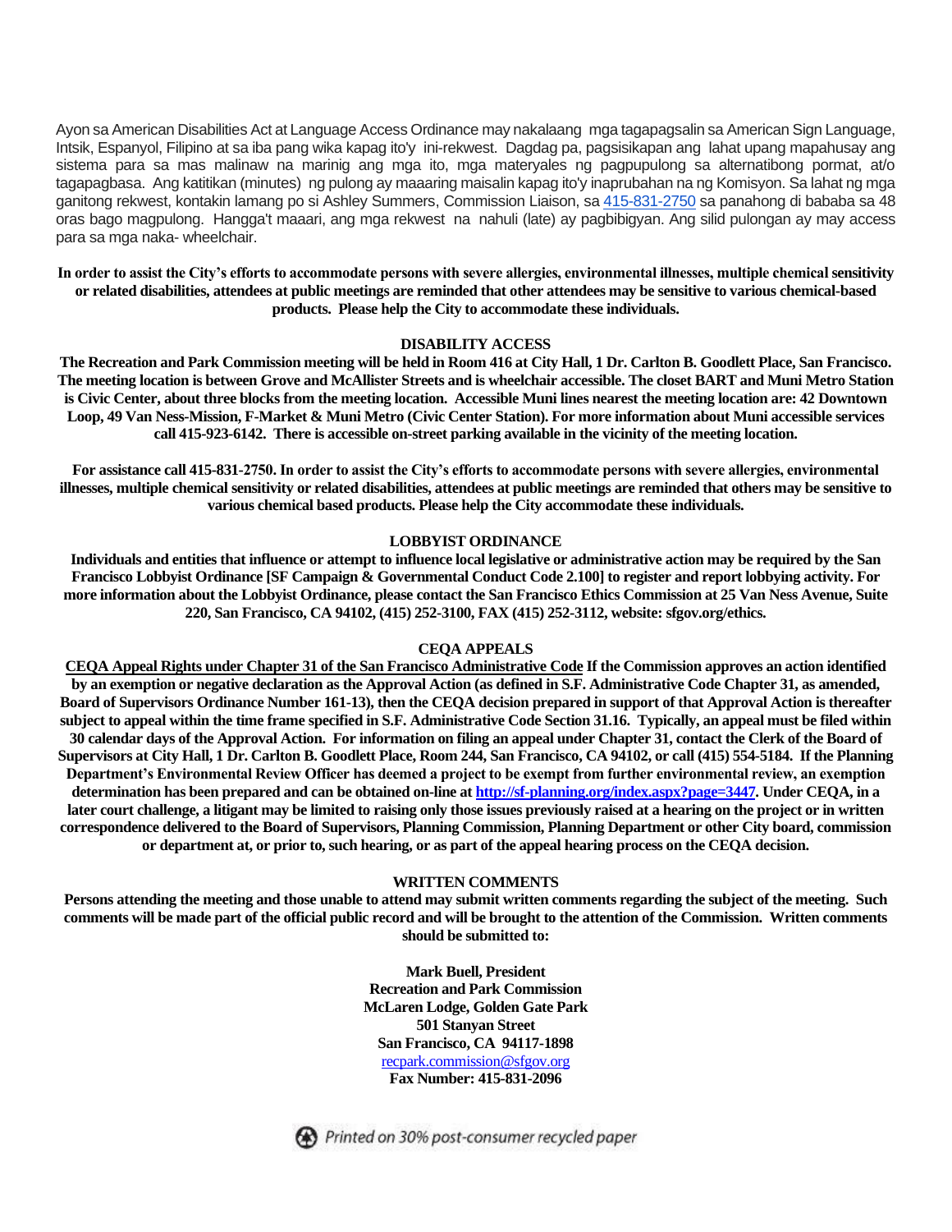Ayon sa American Disabilities Act at Language Access Ordinance may nakalaang mga tagapagsalin sa American Sign Language, Intsik, Espanyol, Filipino at sa iba pang wika kapag ito'y ini-rekwest. Dagdag pa, pagsisikapan ang lahat upang mapahusay ang sistema para sa mas malinaw na marinig ang mga ito, mga materyales ng pagpupulong sa alternatibong pormat, at/o tagapagbasa. Ang katitikan (minutes) ng pulong ay maaaring maisalin kapag ito'y inaprubahan na ng Komisyon. Sa lahat ng mga ganitong rekwest, kontakin lamang po si Ashley Summers, Commission Liaison, sa 415-831-2750 sa panahong di bababa sa 48 oras bago magpulong. Hangga't maaari, ang mga rekwest na nahuli (late) ay pagbibigyan. Ang silid pulongan ay may access para sa mga naka- wheelchair.

**In order to assist the City's efforts to accommodate persons with severe allergies, environmental illnesses, multiple chemical sensitivity or related disabilities, attendees at public meetings are reminded that other attendees may be sensitive to various chemical-based products. Please help the City to accommodate these individuals.**

**DISABILITY ACCESS**

**The Recreation and Park Commission meeting will be held in Room 416 at City Hall, 1 Dr. Carlton B. Goodlett Place, San Francisco. The meeting location is between Grove and McAllister Streets and is wheelchair accessible. The closet BART and Muni Metro Station is Civic Center, about three blocks from the meeting location. Accessible Muni lines nearest the meeting location are: 42 Downtown Loop, 49 Van Ness-Mission, F-Market & Muni Metro (Civic Center Station). For more information about Muni accessible services call 415-923-6142. There is accessible on-street parking available in the vicinity of the meeting location.**

**For assistance call 415-831-2750. In order to assist the City's efforts to accommodate persons with severe allergies, environmental illnesses, multiple chemical sensitivity or related disabilities, attendees at public meetings are reminded that others may be sensitive to various chemical based products. Please help the City accommodate these individuals.**

**LOBBYIST ORDINANCE**

**Individuals and entities that influence or attempt to influence local legislative or administrative action may be required by the San Francisco Lobbyist Ordinance [SF Campaign & Governmental Conduct Code 2.100] to register and report lobbying activity. For more information about the Lobbyist Ordinance, please contact the San Francisco Ethics Commission at 25 Van Ness Avenue, Suite 220, San Francisco, CA 94102, (415) 252-3100, FAX (415) 252-3112, website: sfgov.org/ethics.**

**CEQA APPEALS**

**CEQA Appeal Rights under Chapter 31 of the San Francisco Administrative Code If the Commission approves an action identified by an exemption or negative declaration as the Approval Action (as defined in S.F. Administrative Code Chapter 31, as amended, Board of Supervisors Ordinance Number 161-13), then the CEQA decision prepared in support of that Approval Action is thereafter subject to appeal within the time frame specified in S.F. Administrative Code Section 31.16. Typically, an appeal must be filed within 30 calendar days of the Approval Action. For information on filing an appeal under Chapter 31, contact the Clerk of the Board of Supervisors at City Hall, 1 Dr. Carlton B. Goodlett Place, Room 244, San Francisco, CA 94102, or call (415) 554-5184. If the Planning Department's Environmental Review Officer has deemed a project to be exempt from further environmental review, an exemption determination has been prepared and can be obtained on-line at http://sf-planning.org/index.aspx?page=3447. Under CEQA, in a later court challenge, a litigant may be limited to raising only those issues previously raised at a hearing on the project or in written correspondence delivered to the Board of Supervisors, Planning Commission, Planning Department or other City board, commission or department at, or prior to, such hearing, or as part of the appeal hearing process on the CEQA decision.**

**WRITTEN COMMENTS**

**Persons attending the meeting and those unable to attend may submit written comments regarding the subject of the meeting. Such comments will be made part of the official public record and will be brought to the attention of the Commission. Written comments should be submitted to:**

**Mark Buell, President**
**Recreation and Park Commission**
**McLaren Lodge, Golden Gate Park**
**501 Stanyan Street**
**San Francisco, CA 94117-1898**
recpark.commission@sfgov.org
**Fax Number: 415-831-2096**

*Printed on 30% post-consumer recycled paper*